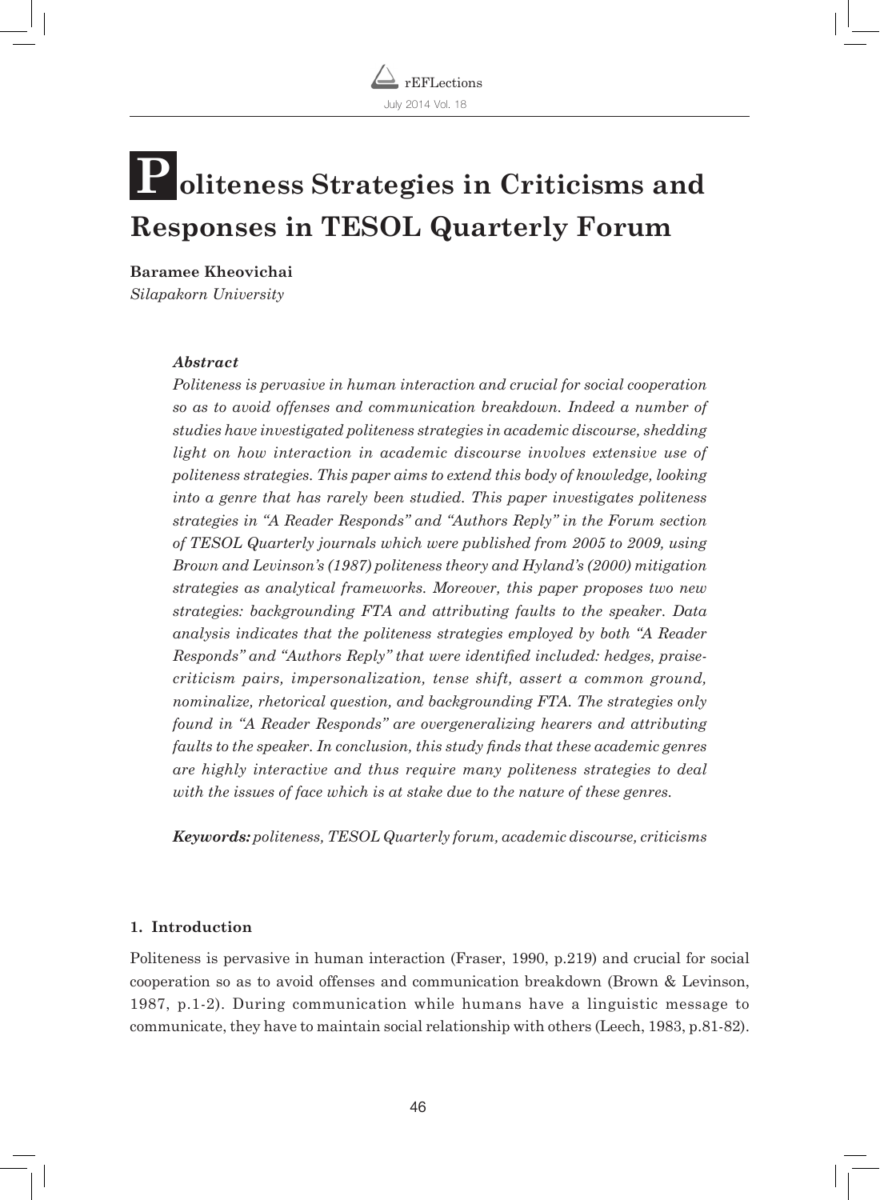# Politeness Strategies in Criticisms and Responses in TESOL Quarterly Forum

**Baramee Kheovichai**
*Silapakorn University*

***Abstract***

*Politeness is pervasive in human interaction and crucial for social cooperation so as to avoid offenses and communication breakdown. Indeed a number of studies have investigated politeness strategies in academic discourse, shedding light on how interaction in academic discourse involves extensive use of politeness strategies. This paper aims to extend this body of knowledge, looking into a genre that has rarely been studied. This paper investigates politeness strategies in "A Reader Responds" and "Authors Reply" in the Forum section of TESOL Quarterly journals which were published from 2005 to 2009, using Brown and Levinson's (1987) politeness theory and Hyland's (2000) mitigation strategies as analytical frameworks. Moreover, this paper proposes two new strategies: backgrounding FTA and attributing faults to the speaker. Data analysis indicates that the politeness strategies employed by both "A Reader Responds" and "Authors Reply" that were identified included: hedges, praise-criticism pairs, impersonalization, tense shift, assert a common ground, nominalize, rhetorical question, and backgrounding FTA. The strategies only found in "A Reader Responds" are overgeneralizing hearers and attributing faults to the speaker. In conclusion, this study finds that these academic genres are highly interactive and thus require many politeness strategies to deal with the issues of face which is at stake due to the nature of these genres.*

***Keywords:*** *politeness, TESOL Quarterly forum, academic discourse, criticisms*

## 1. Introduction

Politeness is pervasive in human interaction (Fraser, 1990, p.219) and crucial for social cooperation so as to avoid offenses and communication breakdown (Brown & Levinson, 1987, p.1-2). During communication while humans have a linguistic message to communicate, they have to maintain social relationship with others (Leech, 1983, p.81-82).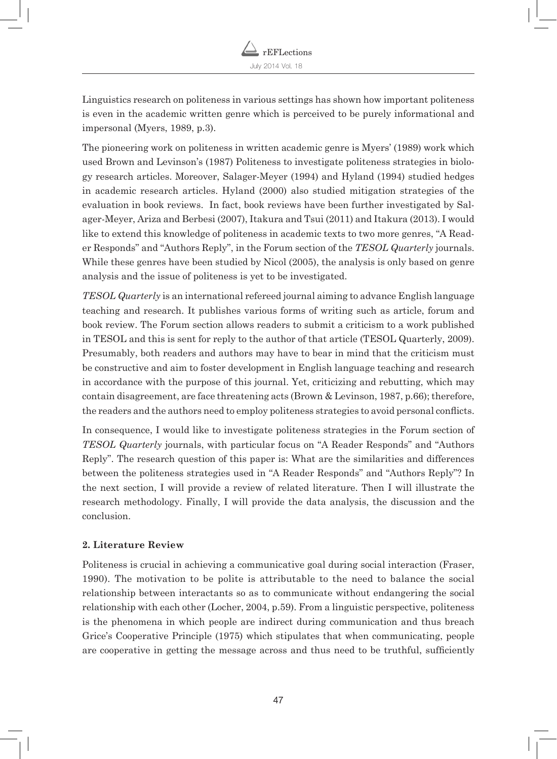Linguistics research on politeness in various settings has shown how important politeness is even in the academic written genre which is perceived to be purely informational and impersonal (Myers, 1989, p.3).

The pioneering work on politeness in written academic genre is Myers' (1989) work which used Brown and Levinson's (1987) Politeness to investigate politeness strategies in biology research articles. Moreover, Salager-Meyer (1994) and Hyland (1994) studied hedges in academic research articles. Hyland (2000) also studied mitigation strategies of the evaluation in book reviews. In fact, book reviews have been further investigated by Salager-Meyer, Ariza and Berbesi (2007), Itakura and Tsui (2011) and Itakura (2013). I would like to extend this knowledge of politeness in academic texts to two more genres, "A Reader Responds" and "Authors Reply", in the Forum section of the *TESOL Quarterly* journals. While these genres have been studied by Nicol (2005), the analysis is only based on genre analysis and the issue of politeness is yet to be investigated.

*TESOL Quarterly* is an international refereed journal aiming to advance English language teaching and research. It publishes various forms of writing such as article, forum and book review. The Forum section allows readers to submit a criticism to a work published in TESOL and this is sent for reply to the author of that article (TESOL Quarterly, 2009). Presumably, both readers and authors may have to bear in mind that the criticism must be constructive and aim to foster development in English language teaching and research in accordance with the purpose of this journal. Yet, criticizing and rebutting, which may contain disagreement, are face threatening acts (Brown & Levinson, 1987, p.66); therefore, the readers and the authors need to employ politeness strategies to avoid personal conflicts.

In consequence, I would like to investigate politeness strategies in the Forum section of *TESOL Quarterly* journals, with particular focus on "A Reader Responds" and "Authors Reply". The research question of this paper is: What are the similarities and differences between the politeness strategies used in "A Reader Responds" and "Authors Reply"? In the next section, I will provide a review of related literature. Then I will illustrate the research methodology. Finally, I will provide the data analysis, the discussion and the conclusion.

## 2. Literature Review

Politeness is crucial in achieving a communicative goal during social interaction (Fraser, 1990). The motivation to be polite is attributable to the need to balance the social relationship between interactants so as to communicate without endangering the social relationship with each other (Locher, 2004, p.59). From a linguistic perspective, politeness is the phenomena in which people are indirect during communication and thus breach Grice's Cooperative Principle (1975) which stipulates that when communicating, people are cooperative in getting the message across and thus need to be truthful, sufficiently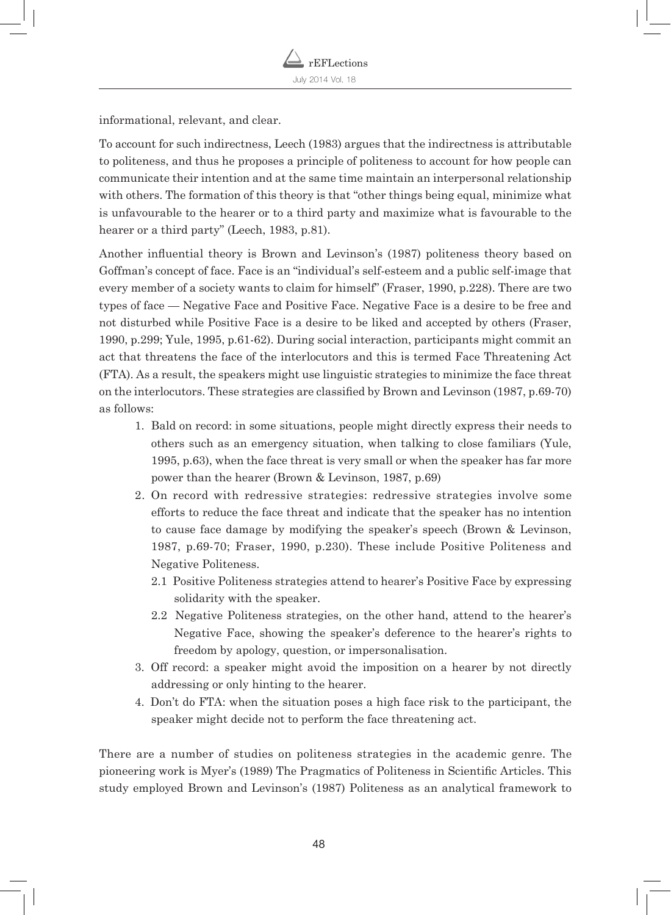informational, relevant, and clear.

To account for such indirectness, Leech (1983) argues that the indirectness is attributable to politeness, and thus he proposes a principle of politeness to account for how people can communicate their intention and at the same time maintain an interpersonal relationship with others. The formation of this theory is that "other things being equal, minimize what is unfavourable to the hearer or to a third party and maximize what is favourable to the hearer or a third party" (Leech, 1983, p.81).

Another influential theory is Brown and Levinson's (1987) politeness theory based on Goffman's concept of face. Face is an "individual's self-esteem and a public self-image that every member of a society wants to claim for himself" (Fraser, 1990, p.228). There are two types of face — Negative Face and Positive Face. Negative Face is a desire to be free and not disturbed while Positive Face is a desire to be liked and accepted by others (Fraser, 1990, p.299; Yule, 1995, p.61-62). During social interaction, participants might commit an act that threatens the face of the interlocutors and this is termed Face Threatening Act (FTA). As a result, the speakers might use linguistic strategies to minimize the face threat on the interlocutors. These strategies are classified by Brown and Levinson (1987, p.69-70) as follows:

1. Bald on record: in some situations, people might directly express their needs to others such as an emergency situation, when talking to close familiars (Yule, 1995, p.63), when the face threat is very small or when the speaker has far more power than the hearer (Brown & Levinson, 1987, p.69)
2. On record with redressive strategies: redressive strategies involve some efforts to reduce the face threat and indicate that the speaker has no intention to cause face damage by modifying the speaker's speech (Brown & Levinson, 1987, p.69-70; Fraser, 1990, p.230). These include Positive Politeness and Negative Politeness.
   - 2.1 Positive Politeness strategies attend to hearer's Positive Face by expressing solidarity with the speaker.
   - 2.2 Negative Politeness strategies, on the other hand, attend to the hearer's Negative Face, showing the speaker's deference to the hearer's rights to freedom by apology, question, or impersonalisation.
3. Off record: a speaker might avoid the imposition on a hearer by not directly addressing or only hinting to the hearer.
4. Don't do FTA: when the situation poses a high face risk to the participant, the speaker might decide not to perform the face threatening act.

There are a number of studies on politeness strategies in the academic genre. The pioneering work is Myer's (1989) The Pragmatics of Politeness in Scientific Articles. This study employed Brown and Levinson's (1987) Politeness as an analytical framework to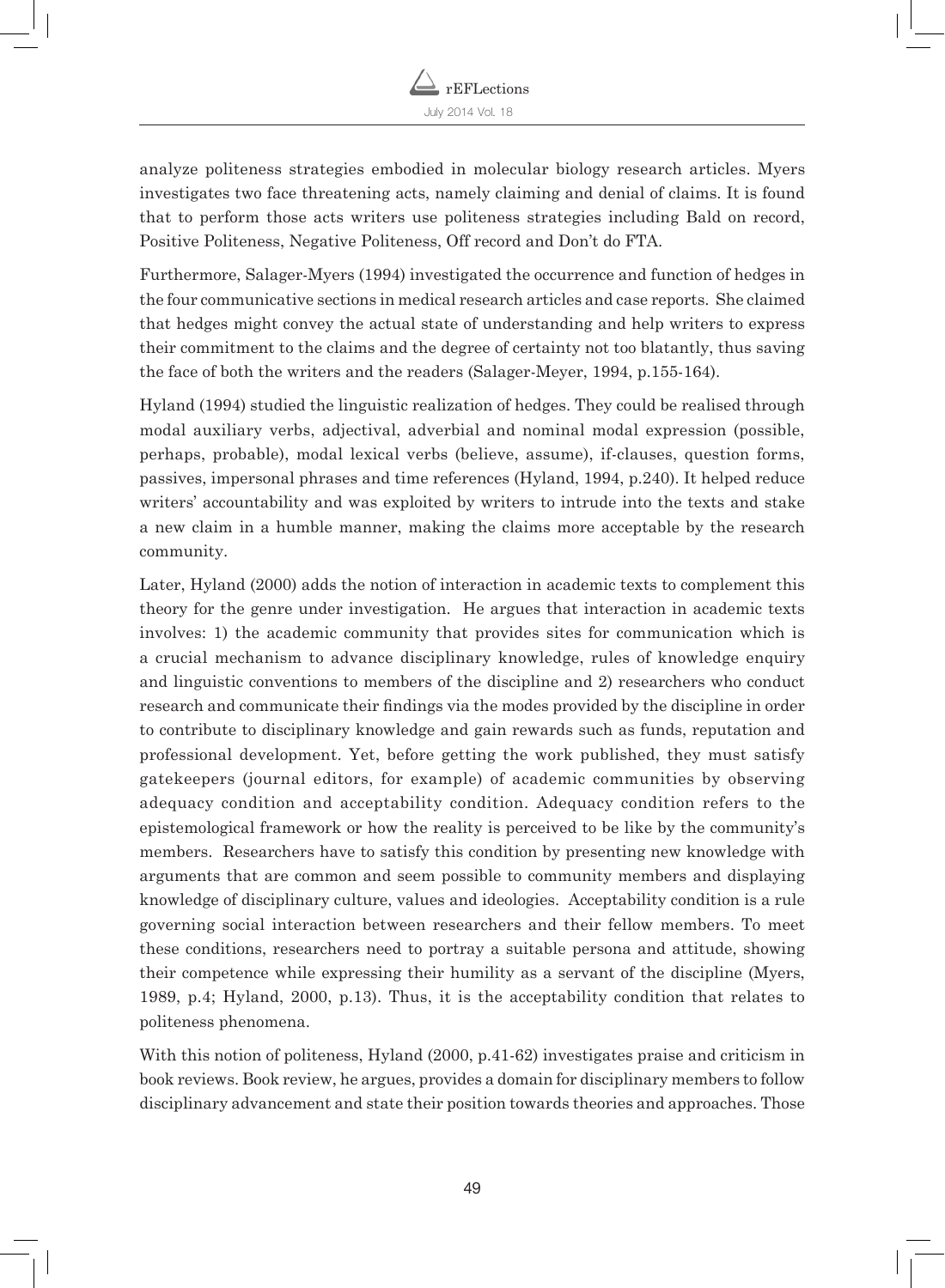analyze politeness strategies embodied in molecular biology research articles. Myers investigates two face threatening acts, namely claiming and denial of claims. It is found that to perform those acts writers use politeness strategies including Bald on record, Positive Politeness, Negative Politeness, Off record and Don't do FTA.

Furthermore, Salager-Myers (1994) investigated the occurrence and function of hedges in the four communicative sections in medical research articles and case reports. She claimed that hedges might convey the actual state of understanding and help writers to express their commitment to the claims and the degree of certainty not too blatantly, thus saving the face of both the writers and the readers (Salager-Meyer, 1994, p.155-164).

Hyland (1994) studied the linguistic realization of hedges. They could be realised through modal auxiliary verbs, adjectival, adverbial and nominal modal expression (possible, perhaps, probable), modal lexical verbs (believe, assume), if-clauses, question forms, passives, impersonal phrases and time references (Hyland, 1994, p.240). It helped reduce writers' accountability and was exploited by writers to intrude into the texts and stake a new claim in a humble manner, making the claims more acceptable by the research community.

Later, Hyland (2000) adds the notion of interaction in academic texts to complement this theory for the genre under investigation. He argues that interaction in academic texts involves: 1) the academic community that provides sites for communication which is a crucial mechanism to advance disciplinary knowledge, rules of knowledge enquiry and linguistic conventions to members of the discipline and 2) researchers who conduct research and communicate their findings via the modes provided by the discipline in order to contribute to disciplinary knowledge and gain rewards such as funds, reputation and professional development. Yet, before getting the work published, they must satisfy gatekeepers (journal editors, for example) of academic communities by observing adequacy condition and acceptability condition. Adequacy condition refers to the epistemological framework or how the reality is perceived to be like by the community's members. Researchers have to satisfy this condition by presenting new knowledge with arguments that are common and seem possible to community members and displaying knowledge of disciplinary culture, values and ideologies. Acceptability condition is a rule governing social interaction between researchers and their fellow members. To meet these conditions, researchers need to portray a suitable persona and attitude, showing their competence while expressing their humility as a servant of the discipline (Myers, 1989, p.4; Hyland, 2000, p.13). Thus, it is the acceptability condition that relates to politeness phenomena.

With this notion of politeness, Hyland (2000, p.41-62) investigates praise and criticism in book reviews. Book review, he argues, provides a domain for disciplinary members to follow disciplinary advancement and state their position towards theories and approaches. Those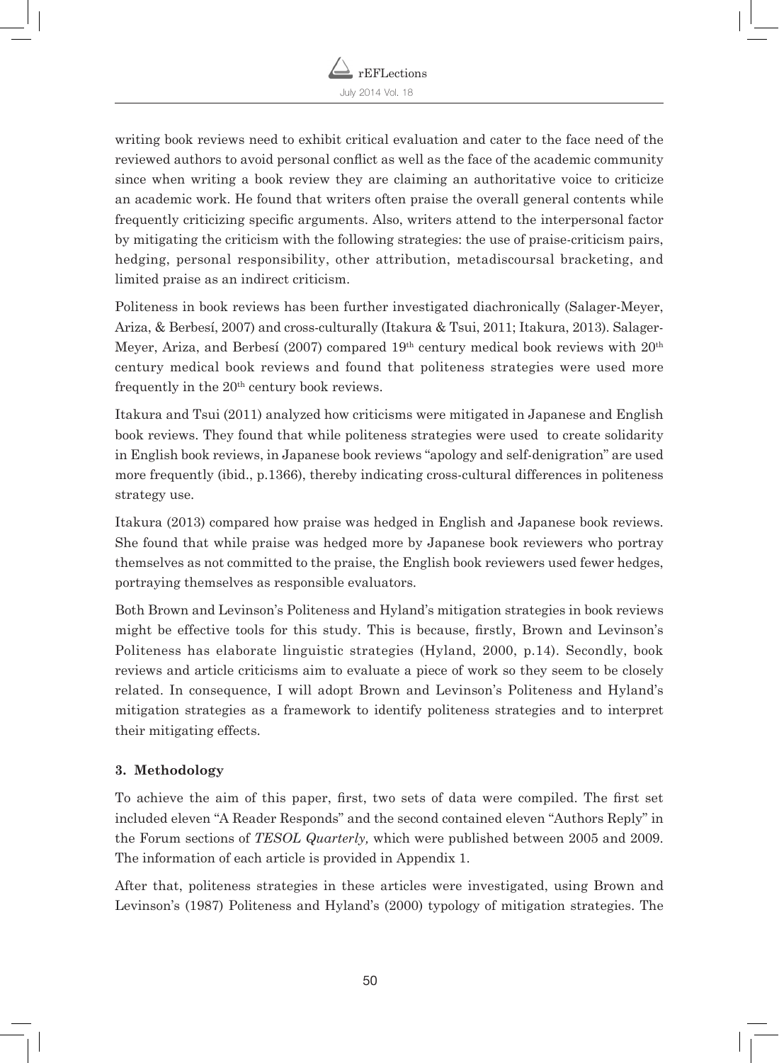writing book reviews need to exhibit critical evaluation and cater to the face need of the reviewed authors to avoid personal conflict as well as the face of the academic community since when writing a book review they are claiming an authoritative voice to criticize an academic work. He found that writers often praise the overall general contents while frequently criticizing specific arguments. Also, writers attend to the interpersonal factor by mitigating the criticism with the following strategies: the use of praise-criticism pairs, hedging, personal responsibility, other attribution, metadiscoursal bracketing, and limited praise as an indirect criticism.

Politeness in book reviews has been further investigated diachronically (Salager-Meyer, Ariza, & Berbesí, 2007) and cross-culturally (Itakura & Tsui, 2011; Itakura, 2013). Salager-Meyer, Ariza, and Berbesí (2007) compared 19th century medical book reviews with 20th century medical book reviews and found that politeness strategies were used more frequently in the 20th century book reviews.

Itakura and Tsui (2011) analyzed how criticisms were mitigated in Japanese and English book reviews. They found that while politeness strategies were used to create solidarity in English book reviews, in Japanese book reviews "apology and self-denigration" are used more frequently (ibid., p.1366), thereby indicating cross-cultural differences in politeness strategy use.

Itakura (2013) compared how praise was hedged in English and Japanese book reviews. She found that while praise was hedged more by Japanese book reviewers who portray themselves as not committed to the praise, the English book reviewers used fewer hedges, portraying themselves as responsible evaluators.

Both Brown and Levinson's Politeness and Hyland's mitigation strategies in book reviews might be effective tools for this study. This is because, firstly, Brown and Levinson's Politeness has elaborate linguistic strategies (Hyland, 2000, p.14). Secondly, book reviews and article criticisms aim to evaluate a piece of work so they seem to be closely related. In consequence, I will adopt Brown and Levinson's Politeness and Hyland's mitigation strategies as a framework to identify politeness strategies and to interpret their mitigating effects.

## 3. Methodology

To achieve the aim of this paper, first, two sets of data were compiled. The first set included eleven "A Reader Responds" and the second contained eleven "Authors Reply" in the Forum sections of *TESOL Quarterly,* which were published between 2005 and 2009. The information of each article is provided in Appendix 1.

After that, politeness strategies in these articles were investigated, using Brown and Levinson's (1987) Politeness and Hyland's (2000) typology of mitigation strategies. The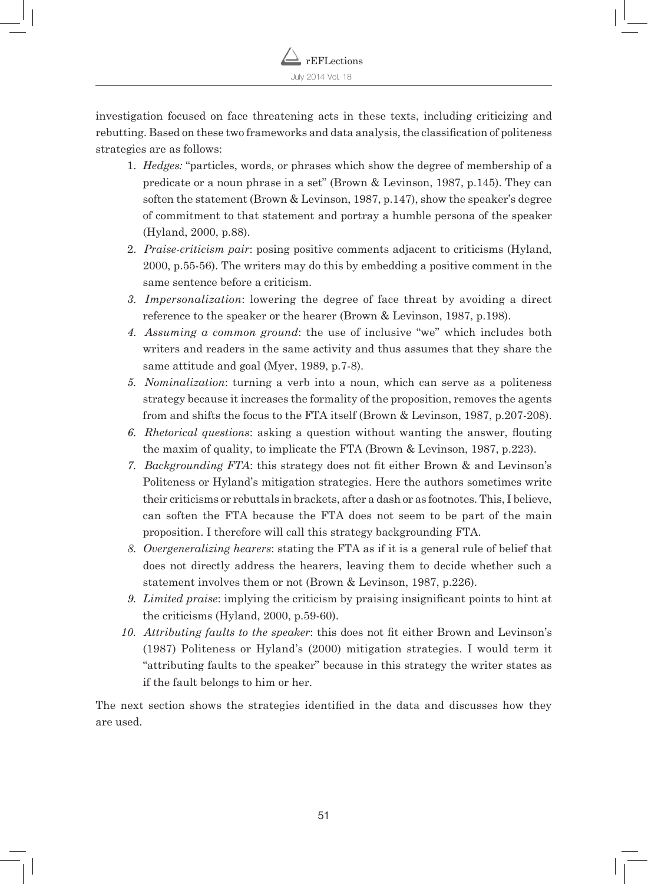investigation focused on face threatening acts in these texts, including criticizing and rebutting. Based on these two frameworks and data analysis, the classification of politeness strategies are as follows:

1. *Hedges:* "particles, words, or phrases which show the degree of membership of a predicate or a noun phrase in a set" (Brown & Levinson, 1987, p.145). They can soften the statement (Brown & Levinson, 1987, p.147), show the speaker's degree of commitment to that statement and portray a humble persona of the speaker (Hyland, 2000, p.88).
2. *Praise-criticism pair*: posing positive comments adjacent to criticisms (Hyland, 2000, p.55-56). The writers may do this by embedding a positive comment in the same sentence before a criticism.
3. *Impersonalization*: lowering the degree of face threat by avoiding a direct reference to the speaker or the hearer (Brown & Levinson, 1987, p.198).
4. *Assuming a common ground*: the use of inclusive "we" which includes both writers and readers in the same activity and thus assumes that they share the same attitude and goal (Myer, 1989, p.7-8).
5. *Nominalization*: turning a verb into a noun, which can serve as a politeness strategy because it increases the formality of the proposition, removes the agents from and shifts the focus to the FTA itself (Brown & Levinson, 1987, p.207-208).
6. *Rhetorical questions*: asking a question without wanting the answer, flouting the maxim of quality, to implicate the FTA (Brown & Levinson, 1987, p.223).
7. *Backgrounding FTA*: this strategy does not fit either Brown & and Levinson's Politeness or Hyland's mitigation strategies. Here the authors sometimes write their criticisms or rebuttals in brackets, after a dash or as footnotes. This, I believe, can soften the FTA because the FTA does not seem to be part of the main proposition. I therefore will call this strategy backgrounding FTA.
8. *Overgeneralizing hearers*: stating the FTA as if it is a general rule of belief that does not directly address the hearers, leaving them to decide whether such a statement involves them or not (Brown & Levinson, 1987, p.226).
9. *Limited praise*: implying the criticism by praising insignificant points to hint at the criticisms (Hyland, 2000, p.59-60).
10. *Attributing faults to the speaker*: this does not fit either Brown and Levinson's (1987) Politeness or Hyland's (2000) mitigation strategies. I would term it "attributing faults to the speaker" because in this strategy the writer states as if the fault belongs to him or her.

The next section shows the strategies identified in the data and discusses how they are used.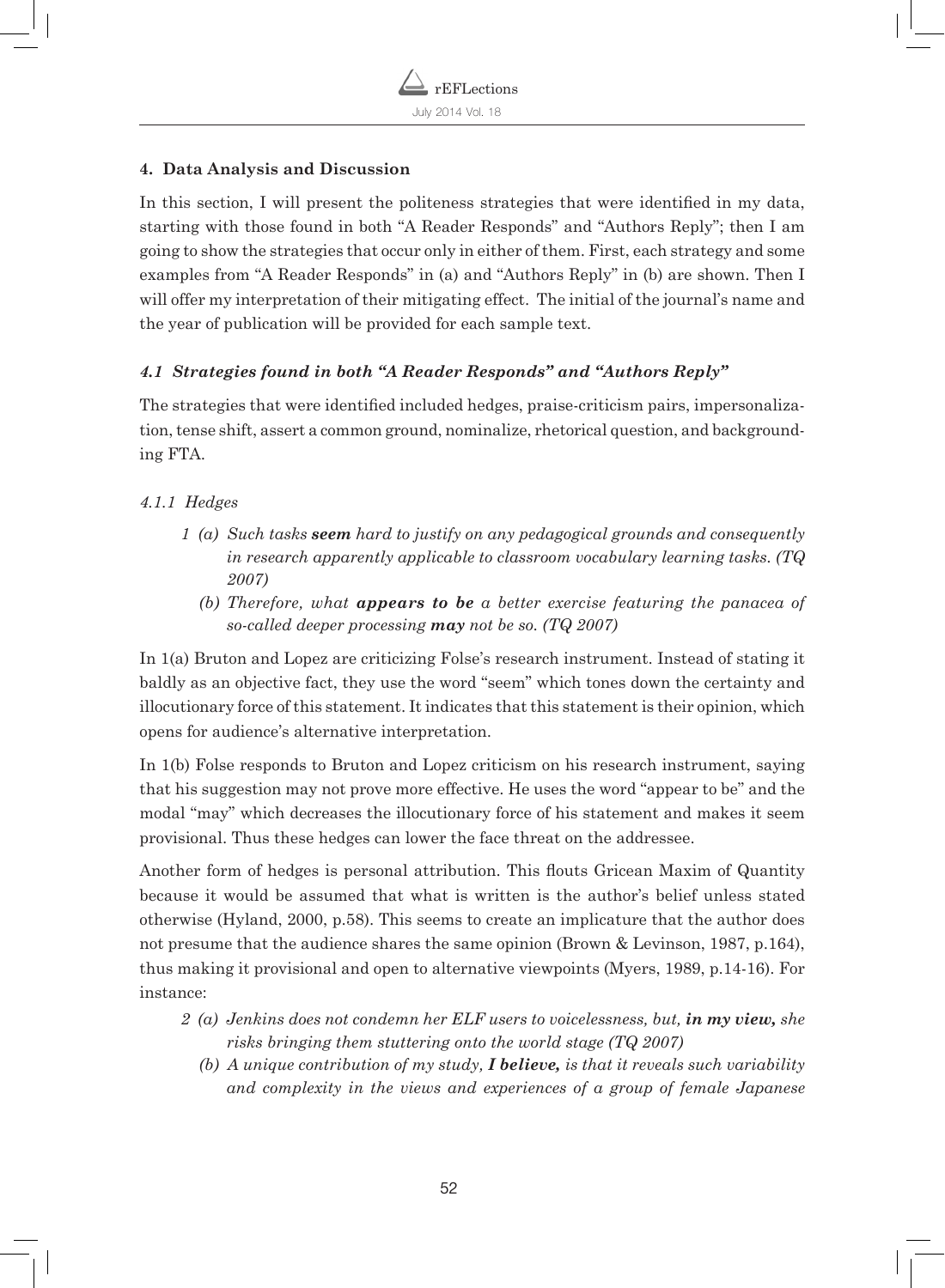## 4. Data Analysis and Discussion

In this section, I will present the politeness strategies that were identified in my data, starting with those found in both "A Reader Responds" and "Authors Reply"; then I am going to show the strategies that occur only in either of them. First, each strategy and some examples from "A Reader Responds" in (a) and "Authors Reply" in (b) are shown. Then I will offer my interpretation of their mitigating effect. The initial of the journal's name and the year of publication will be provided for each sample text.

### *4.1 Strategies found in both "A Reader Responds" and "Authors Reply"*

The strategies that were identified included hedges, praise-criticism pairs, impersonalization, tense shift, assert a common ground, nominalize, rhetorical question, and backgrounding FTA.

#### *4.1.1 Hedges*

1 (a) *Such tasks **seem** hard to justify on any pedagogical grounds and consequently in research apparently applicable to classroom vocabulary learning tasks. (TQ 2007)*

(b) *Therefore, what **appears to be** a better exercise featuring the panacea of so-called deeper processing **may** not be so. (TQ 2007)*

In 1(a) Bruton and Lopez are criticizing Folse's research instrument. Instead of stating it baldly as an objective fact, they use the word "seem" which tones down the certainty and illocutionary force of this statement. It indicates that this statement is their opinion, which opens for audience's alternative interpretation.

In 1(b) Folse responds to Bruton and Lopez criticism on his research instrument, saying that his suggestion may not prove more effective. He uses the word "appear to be" and the modal "may" which decreases the illocutionary force of his statement and makes it seem provisional. Thus these hedges can lower the face threat on the addressee.

Another form of hedges is personal attribution. This flouts Gricean Maxim of Quantity because it would be assumed that what is written is the author's belief unless stated otherwise (Hyland, 2000, p.58). This seems to create an implicature that the author does not presume that the audience shares the same opinion (Brown & Levinson, 1987, p.164), thus making it provisional and open to alternative viewpoints (Myers, 1989, p.14-16). For instance:

2 (a) *Jenkins does not condemn her ELF users to voicelessness, but, **in my view,** she risks bringing them stuttering onto the world stage (TQ 2007)*

(b) *A unique contribution of my study, **I believe,** is that it reveals such variability and complexity in the views and experiences of a group of female Japanese*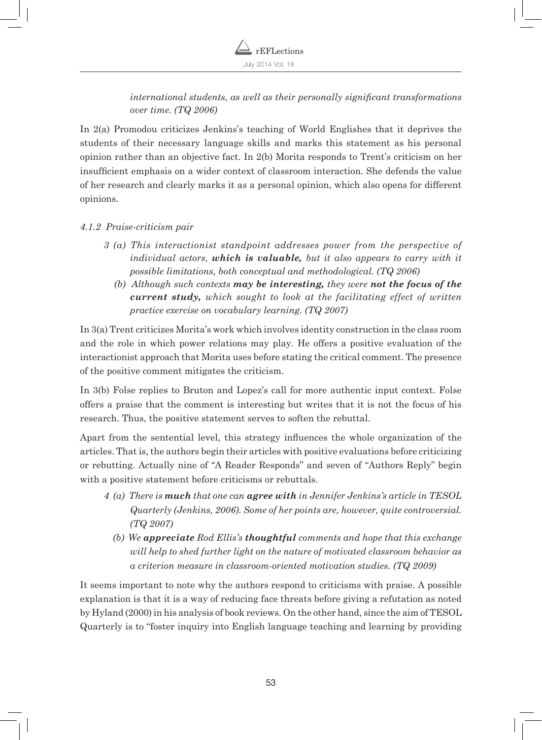*international students, as well as their personally significant transformations over time. (TQ 2006)*

In 2(a) Promodou criticizes Jenkins's teaching of World Englishes that it deprives the students of their necessary language skills and marks this statement as his personal opinion rather than an objective fact. In 2(b) Morita responds to Trent's criticism on her insufficient emphasis on a wider context of classroom interaction. She defends the value of her research and clearly marks it as a personal opinion, which also opens for different opinions.

#### *4.1.2 Praise-criticism pair*

3 (a) *This interactionist standpoint addresses power from the perspective of individual actors, **which is valuable,** but it also appears to carry with it possible limitations, both conceptual and methodological. (TQ 2006)*

(b) *Although such contexts **may be interesting,** they were **not the focus of the current study,** which sought to look at the facilitating effect of written practice exercise on vocabulary learning. (TQ 2007)*

In 3(a) Trent criticizes Morita's work which involves identity construction in the class room and the role in which power relations may play. He offers a positive evaluation of the interactionist approach that Morita uses before stating the critical comment. The presence of the positive comment mitigates the criticism.

In 3(b) Folse replies to Bruton and Lopez's call for more authentic input context. Folse offers a praise that the comment is interesting but writes that it is not the focus of his research. Thus, the positive statement serves to soften the rebuttal.

Apart from the sentential level, this strategy influences the whole organization of the articles. That is, the authors begin their articles with positive evaluations before criticizing or rebutting. Actually nine of "A Reader Responds" and seven of "Authors Reply" begin with a positive statement before criticisms or rebuttals.

4 (a) *There is **much** that one can **agree with** in Jennifer Jenkins's article in TESOL Quarterly (Jenkins, 2006). Some of her points are, however, quite controversial. (TQ 2007)*

(b) *We **appreciate** Rod Ellis's **thoughtful** comments and hope that this exchange will help to shed further light on the nature of motivated classroom behavior as a criterion measure in classroom-oriented motivation studies. (TQ 2009)*

It seems important to note why the authors respond to criticisms with praise. A possible explanation is that it is a way of reducing face threats before giving a refutation as noted by Hyland (2000) in his analysis of book reviews. On the other hand, since the aim of TESOL Quarterly is to "foster inquiry into English language teaching and learning by providing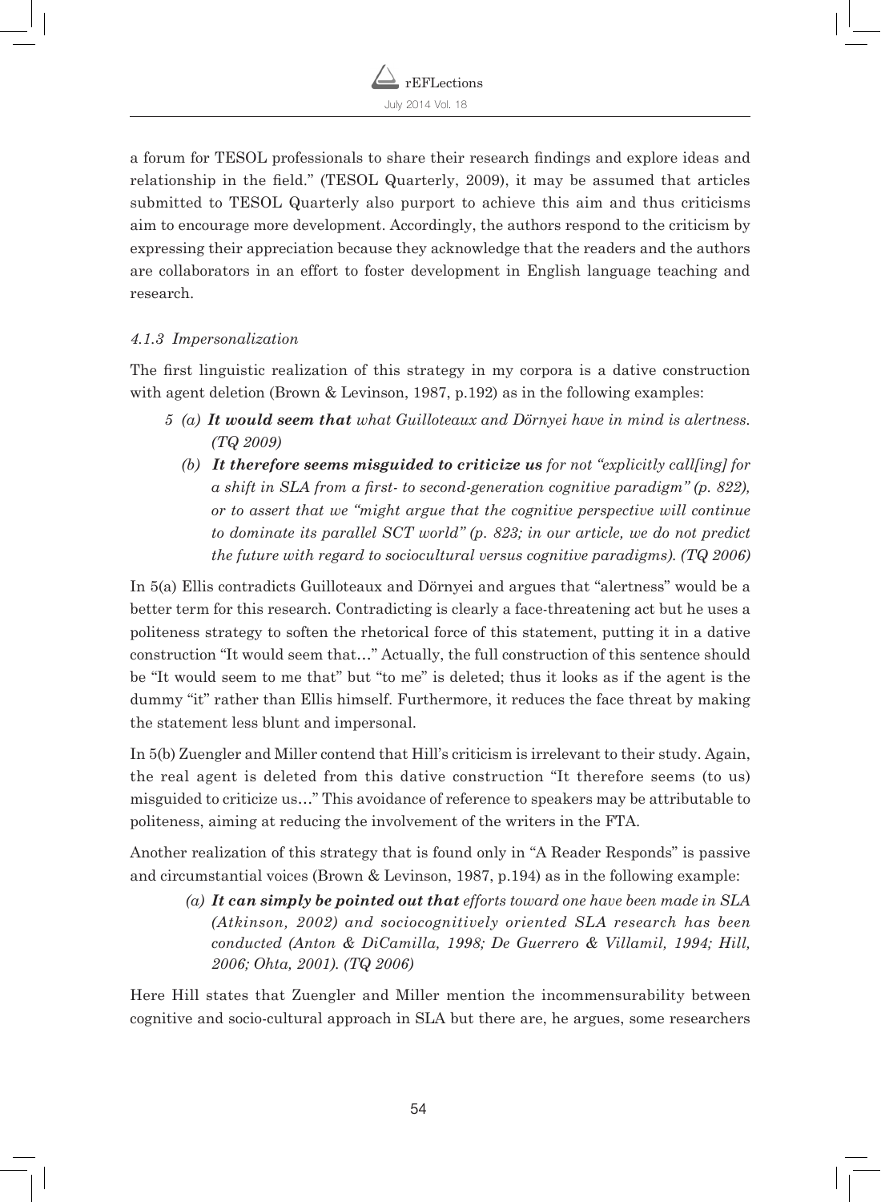a forum for TESOL professionals to share their research findings and explore ideas and relationship in the field." (TESOL Quarterly, 2009), it may be assumed that articles submitted to TESOL Quarterly also purport to achieve this aim and thus criticisms aim to encourage more development. Accordingly, the authors respond to the criticism by expressing their appreciation because they acknowledge that the readers and the authors are collaborators in an effort to foster development in English language teaching and research.

#### *4.1.3 Impersonalization*

The first linguistic realization of this strategy in my corpora is a dative construction with agent deletion (Brown & Levinson, 1987, p.192) as in the following examples:

5 (a) ***It would seem that*** *what Guilloteaux and Dörnyei have in mind is alertness. (TQ 2009)*

(b) ***It therefore seems misguided to criticize us*** *for not "explicitly call[ing] for a shift in SLA from a first- to second-generation cognitive paradigm" (p. 822), or to assert that we "might argue that the cognitive perspective will continue to dominate its parallel SCT world" (p. 823; in our article, we do not predict the future with regard to sociocultural versus cognitive paradigms). (TQ 2006)*

In 5(a) Ellis contradicts Guilloteaux and Dörnyei and argues that "alertness" would be a better term for this research. Contradicting is clearly a face-threatening act but he uses a politeness strategy to soften the rhetorical force of this statement, putting it in a dative construction "It would seem that…" Actually, the full construction of this sentence should be "It would seem to me that" but "to me" is deleted; thus it looks as if the agent is the dummy "it" rather than Ellis himself. Furthermore, it reduces the face threat by making the statement less blunt and impersonal.

In 5(b) Zuengler and Miller contend that Hill's criticism is irrelevant to their study. Again, the real agent is deleted from this dative construction "It therefore seems (to us) misguided to criticize us…" This avoidance of reference to speakers may be attributable to politeness, aiming at reducing the involvement of the writers in the FTA.

Another realization of this strategy that is found only in "A Reader Responds" is passive and circumstantial voices (Brown & Levinson, 1987, p.194) as in the following example:

(a) ***It can simply be pointed out that*** *efforts toward one have been made in SLA (Atkinson, 2002) and sociocognitively oriented SLA research has been conducted (Anton & DiCamilla, 1998; De Guerrero & Villamil, 1994; Hill, 2006; Ohta, 2001). (TQ 2006)*

Here Hill states that Zuengler and Miller mention the incommensurability between cognitive and socio-cultural approach in SLA but there are, he argues, some researchers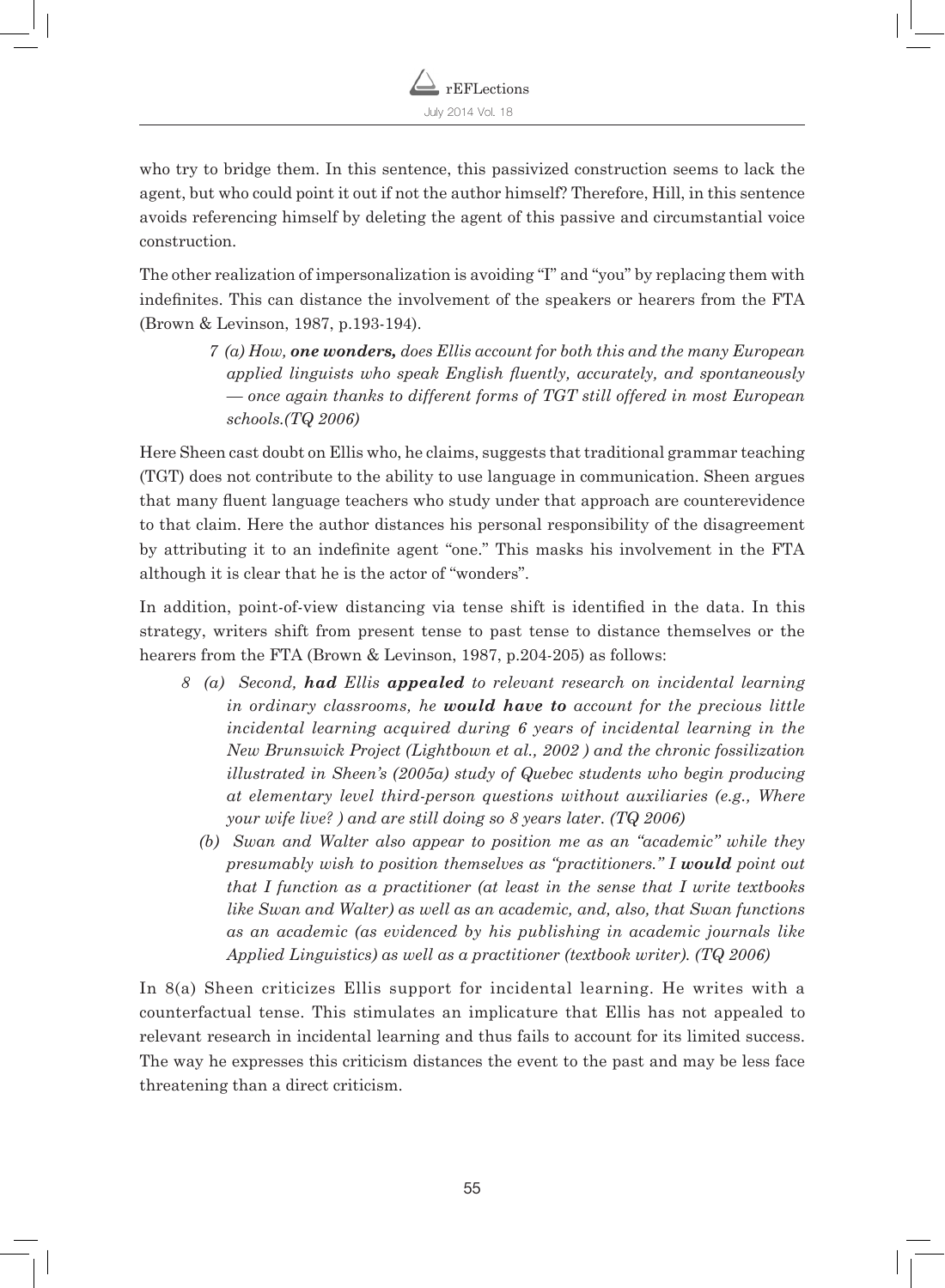who try to bridge them. In this sentence, this passivized construction seems to lack the agent, but who could point it out if not the author himself? Therefore, Hill, in this sentence avoids referencing himself by deleting the agent of this passive and circumstantial voice construction.

The other realization of impersonalization is avoiding "I" and "you" by replacing them with indefinites. This can distance the involvement of the speakers or hearers from the FTA (Brown & Levinson, 1987, p.193-194).

> 7 (a) *How, **one wonders,** does Ellis account for both this and the many European applied linguists who speak English fluently, accurately, and spontaneously — once again thanks to different forms of TGT still offered in most European schools.(TQ 2006)*

Here Sheen cast doubt on Ellis who, he claims, suggests that traditional grammar teaching (TGT) does not contribute to the ability to use language in communication. Sheen argues that many fluent language teachers who study under that approach are counterevidence to that claim. Here the author distances his personal responsibility of the disagreement by attributing it to an indefinite agent "one." This masks his involvement in the FTA although it is clear that he is the actor of "wonders".

In addition, point-of-view distancing via tense shift is identified in the data. In this strategy, writers shift from present tense to past tense to distance themselves or the hearers from the FTA (Brown & Levinson, 1987, p.204-205) as follows:

> 8 (a) *Second, **had** Ellis **appealed** to relevant research on incidental learning in ordinary classrooms, he **would have to** account for the precious little incidental learning acquired during 6 years of incidental learning in the New Brunswick Project (Lightbown et al., 2002 ) and the chronic fossilization illustrated in Sheen's (2005a) study of Quebec students who begin producing at elementary level third-person questions without auxiliaries (e.g., Where your wife live? ) and are still doing so 8 years later. (TQ 2006)*
>
> (b) *Swan and Walter also appear to position me as an "academic" while they presumably wish to position themselves as "practitioners." I **would** point out that I function as a practitioner (at least in the sense that I write textbooks like Swan and Walter) as well as an academic, and, also, that Swan functions as an academic (as evidenced by his publishing in academic journals like Applied Linguistics) as well as a practitioner (textbook writer). (TQ 2006)*

In 8(a) Sheen criticizes Ellis support for incidental learning. He writes with a counterfactual tense. This stimulates an implicature that Ellis has not appealed to relevant research in incidental learning and thus fails to account for its limited success. The way he expresses this criticism distances the event to the past and may be less face threatening than a direct criticism.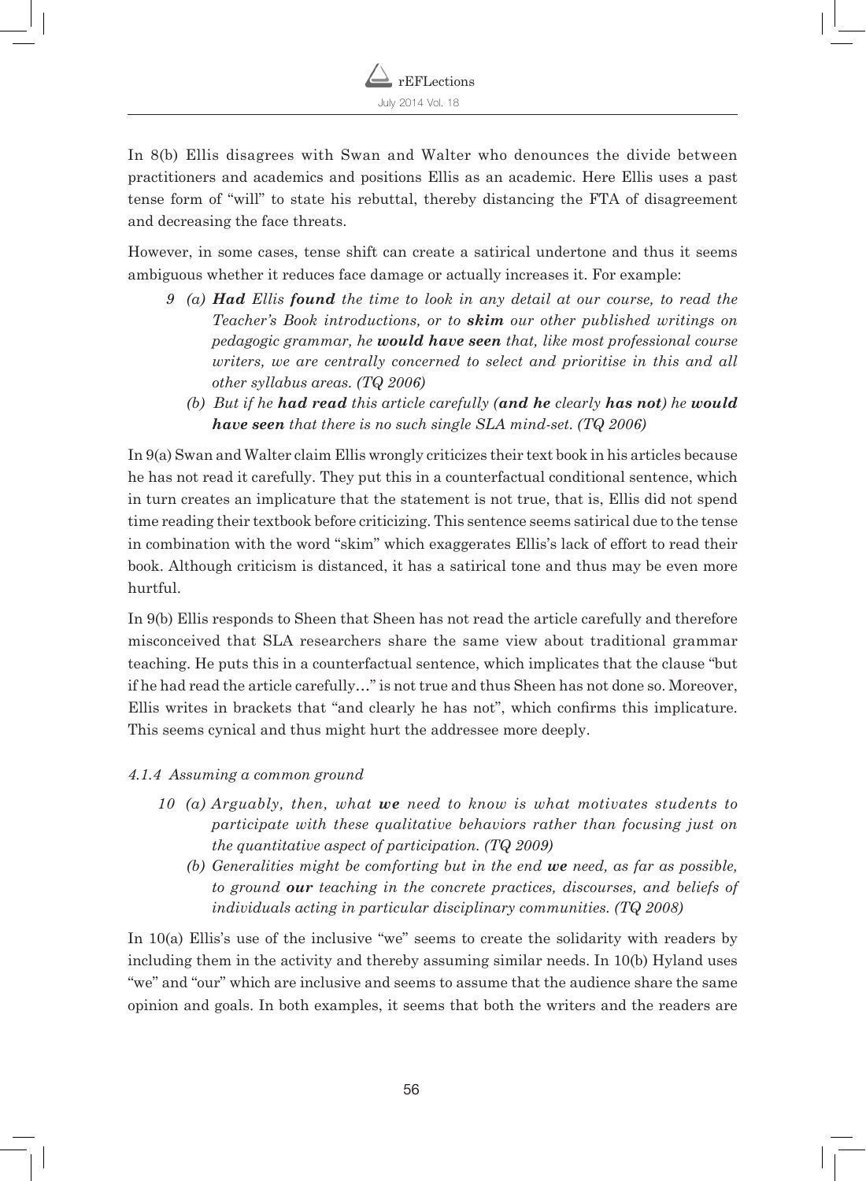In 8(b) Ellis disagrees with Swan and Walter who denounces the divide between practitioners and academics and positions Ellis as an academic. Here Ellis uses a past tense form of "will" to state his rebuttal, thereby distancing the FTA of disagreement and decreasing the face threats.

However, in some cases, tense shift can create a satirical undertone and thus it seems ambiguous whether it reduces face damage or actually increases it. For example:

9 (a) ***Had*** *Ellis* ***found*** *the time to look in any detail at our course, to read the Teacher's Book introductions, or to* ***skim*** *our other published writings on pedagogic grammar, he* ***would have seen*** *that, like most professional course writers, we are centrally concerned to select and prioritise in this and all other syllabus areas. (TQ 2006)*

(b) *But if he* ***had read*** *this article carefully* ***(and he*** *clearly* ***has not)*** *he* ***would have seen*** *that there is no such single SLA mind-set. (TQ 2006)*

In 9(a) Swan and Walter claim Ellis wrongly criticizes their text book in his articles because he has not read it carefully. They put this in a counterfactual conditional sentence, which in turn creates an implicature that the statement is not true, that is, Ellis did not spend time reading their textbook before criticizing. This sentence seems satirical due to the tense in combination with the word "skim" which exaggerates Ellis's lack of effort to read their book. Although criticism is distanced, it has a satirical tone and thus may be even more hurtful.

In 9(b) Ellis responds to Sheen that Sheen has not read the article carefully and therefore misconceived that SLA researchers share the same view about traditional grammar teaching. He puts this in a counterfactual sentence, which implicates that the clause "but if he had read the article carefully…" is not true and thus Sheen has not done so. Moreover, Ellis writes in brackets that "and clearly he has not", which confirms this implicature. This seems cynical and thus might hurt the addressee more deeply.

#### *4.1.4 Assuming a common ground*

10 (a) *Arguably, then, what* ***we*** *need to know is what motivates students to participate with these qualitative behaviors rather than focusing just on the quantitative aspect of participation. (TQ 2009)*

(b) *Generalities might be comforting but in the end* ***we*** *need, as far as possible, to ground* ***our*** *teaching in the concrete practices, discourses, and beliefs of individuals acting in particular disciplinary communities. (TQ 2008)*

In 10(a) Ellis's use of the inclusive "we" seems to create the solidarity with readers by including them in the activity and thereby assuming similar needs. In 10(b) Hyland uses "we" and "our" which are inclusive and seems to assume that the audience share the same opinion and goals. In both examples, it seems that both the writers and the readers are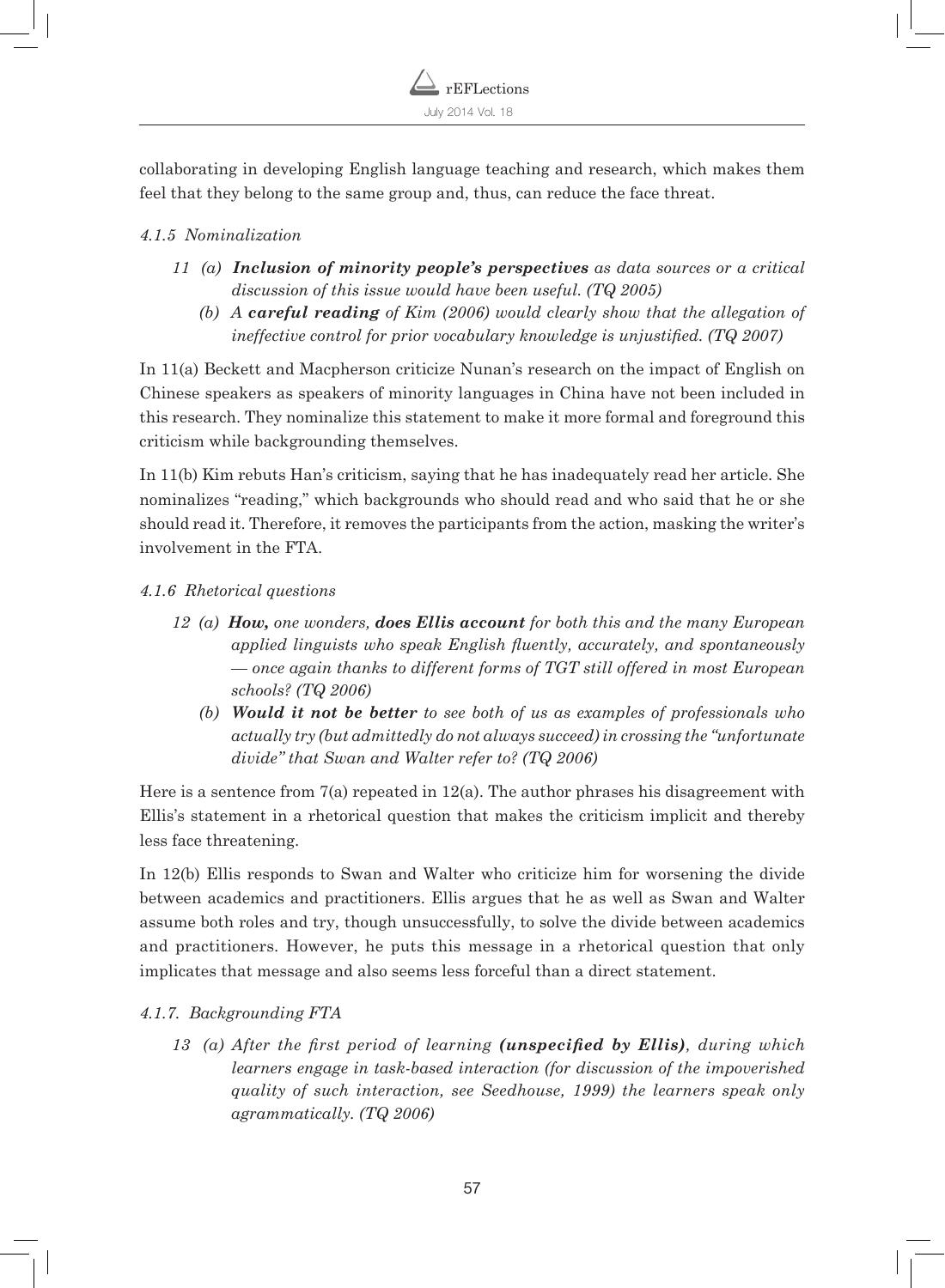collaborating in developing English language teaching and research, which makes them feel that they belong to the same group and, thus, can reduce the face threat.

#### *4.1.5 Nominalization*

11 (a) ***Inclusion of minority people's perspectives*** *as data sources or a critical discussion of this issue would have been useful. (TQ 2005)*

(b) *A* ***careful reading*** *of Kim (2006) would clearly show that the allegation of ineffective control for prior vocabulary knowledge is unjustified. (TQ 2007)*

In 11(a) Beckett and Macpherson criticize Nunan's research on the impact of English on Chinese speakers as speakers of minority languages in China have not been included in this research. They nominalize this statement to make it more formal and foreground this criticism while backgrounding themselves.

In 11(b) Kim rebuts Han's criticism, saying that he has inadequately read her article. She nominalizes "reading," which backgrounds who should read and who said that he or she should read it. Therefore, it removes the participants from the action, masking the writer's involvement in the FTA.

#### *4.1.6 Rhetorical questions*

12 (a) ***How,*** *one wonders,* ***does Ellis account*** *for both this and the many European applied linguists who speak English fluently, accurately, and spontaneously — once again thanks to different forms of TGT still offered in most European schools? (TQ 2006)*

(b) ***Would it not be better*** *to see both of us as examples of professionals who actually try (but admittedly do not always succeed) in crossing the "unfortunate divide" that Swan and Walter refer to? (TQ 2006)*

Here is a sentence from 7(a) repeated in 12(a). The author phrases his disagreement with Ellis's statement in a rhetorical question that makes the criticism implicit and thereby less face threatening.

In 12(b) Ellis responds to Swan and Walter who criticize him for worsening the divide between academics and practitioners. Ellis argues that he as well as Swan and Walter assume both roles and try, though unsuccessfully, to solve the divide between academics and practitioners. However, he puts this message in a rhetorical question that only implicates that message and also seems less forceful than a direct statement.

#### *4.1.7. Backgrounding FTA*

13 (a) *After the first period of learning* ***(unspecified by Ellis)****, during which learners engage in task-based interaction (for discussion of the impoverished quality of such interaction, see Seedhouse, 1999) the learners speak only agrammatically. (TQ 2006)*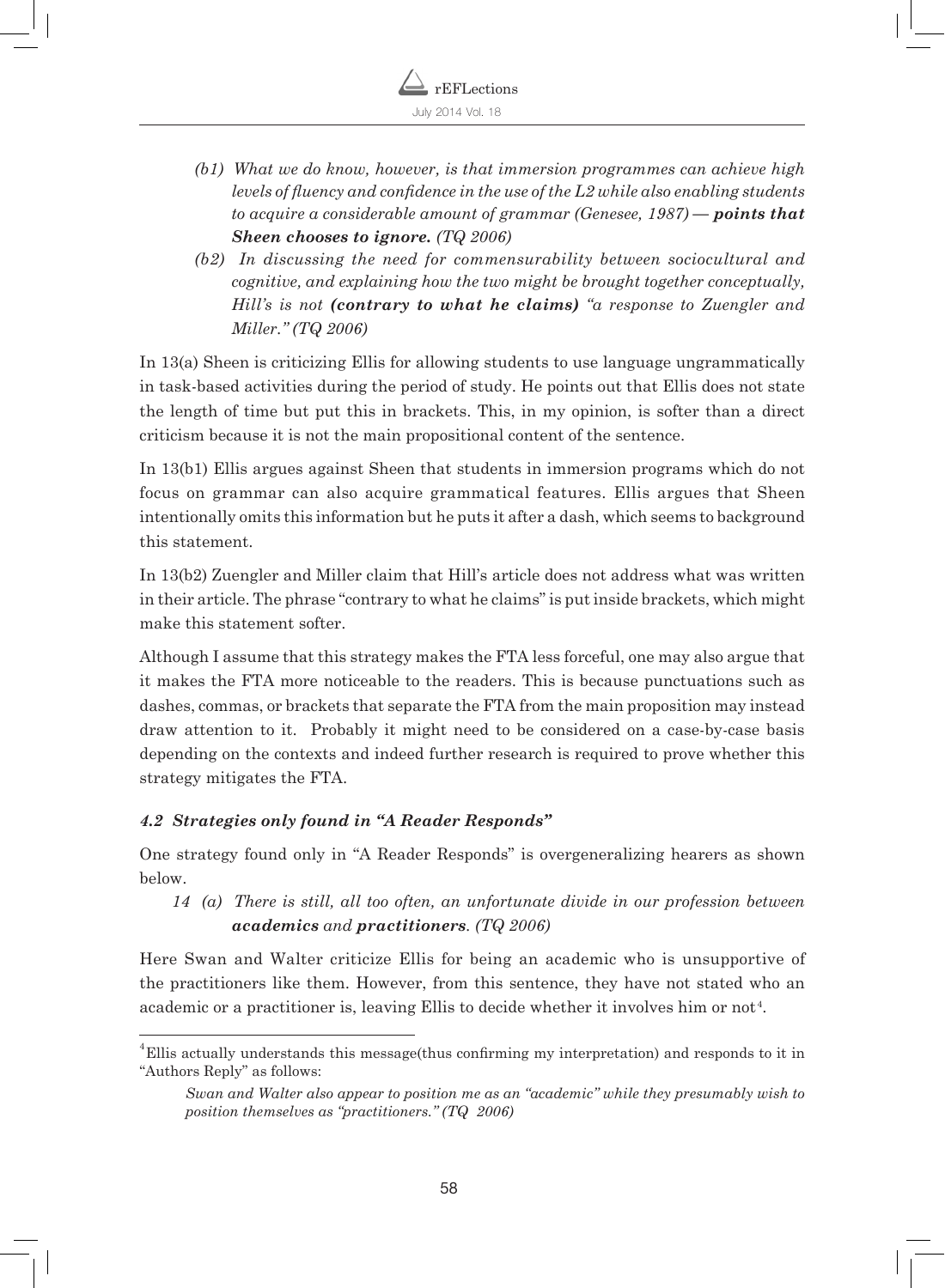(b1) *What we do know, however, is that immersion programmes can achieve high levels of fluency and confidence in the use of the L2 while also enabling students to acquire a considerable amount of grammar (Genesee, 1987) —* ***points that Sheen chooses to ignore.*** *(TQ 2006)*

(b2) *In discussing the need for commensurability between sociocultural and cognitive, and explaining how the two might be brought together conceptually, Hill's is not* ***(contrary to what he claims)*** *"a response to Zuengler and Miller." (TQ 2006)*

In 13(a) Sheen is criticizing Ellis for allowing students to use language ungrammatically in task-based activities during the period of study. He points out that Ellis does not state the length of time but put this in brackets. This, in my opinion, is softer than a direct criticism because it is not the main propositional content of the sentence.

In 13(b1) Ellis argues against Sheen that students in immersion programs which do not focus on grammar can also acquire grammatical features. Ellis argues that Sheen intentionally omits this information but he puts it after a dash, which seems to background this statement.

In 13(b2) Zuengler and Miller claim that Hill's article does not address what was written in their article. The phrase "contrary to what he claims" is put inside brackets, which might make this statement softer.

Although I assume that this strategy makes the FTA less forceful, one may also argue that it makes the FTA more noticeable to the readers. This is because punctuations such as dashes, commas, or brackets that separate the FTA from the main proposition may instead draw attention to it. Probably it might need to be considered on a case-by-case basis depending on the contexts and indeed further research is required to prove whether this strategy mitigates the FTA.

### *4.2 Strategies only found in "A Reader Responds"*

One strategy found only in "A Reader Responds" is overgeneralizing hearers as shown below.

14 (a) *There is still, all too often, an unfortunate divide in our profession between* ***academics*** *and* ***practitioners****. (TQ 2006)*

Here Swan and Walter criticize Ellis for being an academic who is unsupportive of the practitioners like them. However, from this sentence, they have not stated who an academic or a practitioner is, leaving Ellis to decide whether it involves him or not[4].

---

[4] Ellis actually understands this message(thus confirming my interpretation) and responds to it in "Authors Reply" as follows:

*Swan and Walter also appear to position me as an "academic" while they presumably wish to position themselves as "practitioners." (TQ 2006)*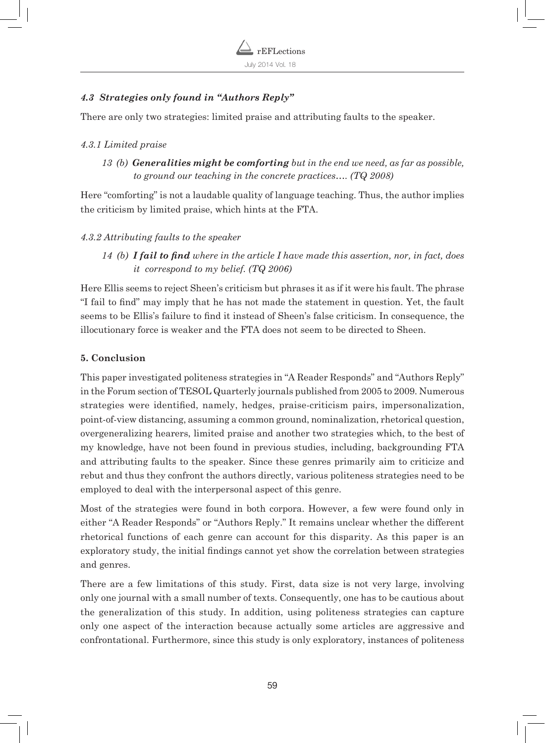### *4.3 Strategies only found in "Authors Reply"*

There are only two strategies: limited praise and attributing faults to the speaker.

#### *4.3.1 Limited praise*

> 13 (b) ***Generalities might be comforting*** *but in the end we need, as far as possible, to ground our teaching in the concrete practices…. (TQ 2008)*

Here "comforting" is not a laudable quality of language teaching. Thus, the author implies the criticism by limited praise, which hints at the FTA.

#### *4.3.2 Attributing faults to the speaker*

> 14 (b) ***I fail to find*** *where in the article I have made this assertion, nor, in fact, does it correspond to my belief. (TQ 2006)*

Here Ellis seems to reject Sheen's criticism but phrases it as if it were his fault. The phrase "I fail to find" may imply that he has not made the statement in question. Yet, the fault seems to be Ellis's failure to find it instead of Sheen's false criticism. In consequence, the illocutionary force is weaker and the FTA does not seem to be directed to Sheen.

## 5. Conclusion

This paper investigated politeness strategies in "A Reader Responds" and "Authors Reply" in the Forum section of TESOL Quarterly journals published from 2005 to 2009. Numerous strategies were identified, namely, hedges, praise-criticism pairs, impersonalization, point-of-view distancing, assuming a common ground, nominalization, rhetorical question, overgeneralizing hearers, limited praise and another two strategies which, to the best of my knowledge, have not been found in previous studies, including, backgrounding FTA and attributing faults to the speaker. Since these genres primarily aim to criticize and rebut and thus they confront the authors directly, various politeness strategies need to be employed to deal with the interpersonal aspect of this genre.

Most of the strategies were found in both corpora. However, a few were found only in either "A Reader Responds" or "Authors Reply." It remains unclear whether the different rhetorical functions of each genre can account for this disparity. As this paper is an exploratory study, the initial findings cannot yet show the correlation between strategies and genres.

There are a few limitations of this study. First, data size is not very large, involving only one journal with a small number of texts. Consequently, one has to be cautious about the generalization of this study. In addition, using politeness strategies can capture only one aspect of the interaction because actually some articles are aggressive and confrontational. Furthermore, since this study is only exploratory, instances of politeness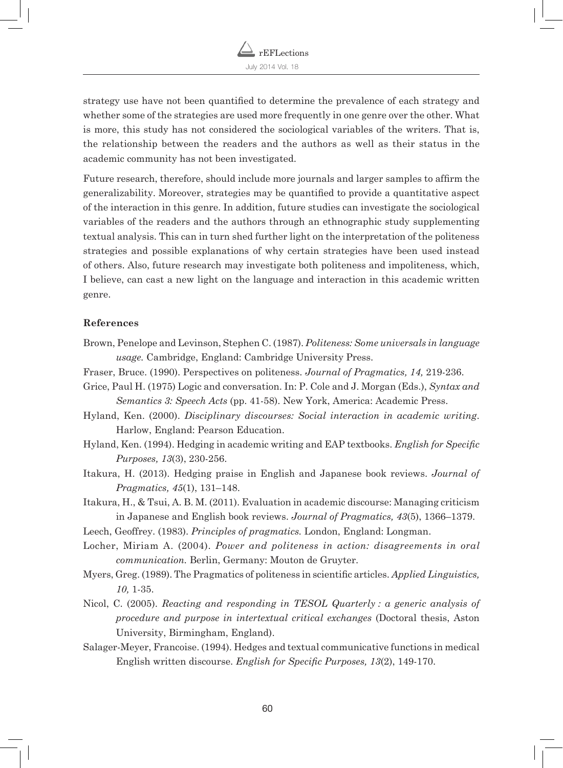strategy use have not been quantified to determine the prevalence of each strategy and whether some of the strategies are used more frequently in one genre over the other. What is more, this study has not considered the sociological variables of the writers. That is, the relationship between the readers and the authors as well as their status in the academic community has not been investigated.

Future research, therefore, should include more journals and larger samples to affirm the generalizability. Moreover, strategies may be quantified to provide a quantitative aspect of the interaction in this genre. In addition, future studies can investigate the sociological variables of the readers and the authors through an ethnographic study supplementing textual analysis. This can in turn shed further light on the interpretation of the politeness strategies and possible explanations of why certain strategies have been used instead of others. Also, future research may investigate both politeness and impoliteness, which, I believe, can cast a new light on the language and interaction in this academic written genre.

**References**

Brown, Penelope and Levinson, Stephen C. (1987). *Politeness: Some universals in language usage.* Cambridge, England: Cambridge University Press.

Fraser, Bruce. (1990). Perspectives on politeness. *Journal of Pragmatics, 14,* 219-236.

Grice, Paul H. (1975) Logic and conversation. In: P. Cole and J. Morgan (Eds.), *Syntax and Semantics 3: Speech Acts* (pp. 41-58). New York, America: Academic Press.

Hyland, Ken. (2000). *Disciplinary discourses: Social interaction in academic writing.* Harlow, England: Pearson Education.

Hyland, Ken. (1994). Hedging in academic writing and EAP textbooks. *English for Specific Purposes, 13*(3), 230-256.

Itakura, H. (2013). Hedging praise in English and Japanese book reviews. *Journal of Pragmatics, 45*(1), 131–148.

Itakura, H., & Tsui, A. B. M. (2011). Evaluation in academic discourse: Managing criticism in Japanese and English book reviews. *Journal of Pragmatics, 43*(5), 1366–1379.

Leech, Geoffrey. (1983). *Principles of pragmatics.* London, England: Longman.

Locher, Miriam A. (2004). *Power and politeness in action: disagreements in oral communication.* Berlin, Germany: Mouton de Gruyter.

Myers, Greg. (1989). The Pragmatics of politeness in scientific articles. *Applied Linguistics, 10,* 1-35.

Nicol, C. (2005). *Reacting and responding in TESOL Quarterly : a generic analysis of procedure and purpose in intertextual critical exchanges* (Doctoral thesis, Aston University, Birmingham, England).

Salager-Meyer, Francoise. (1994). Hedges and textual communicative functions in medical English written discourse. *English for Specific Purposes, 13*(2), 149-170.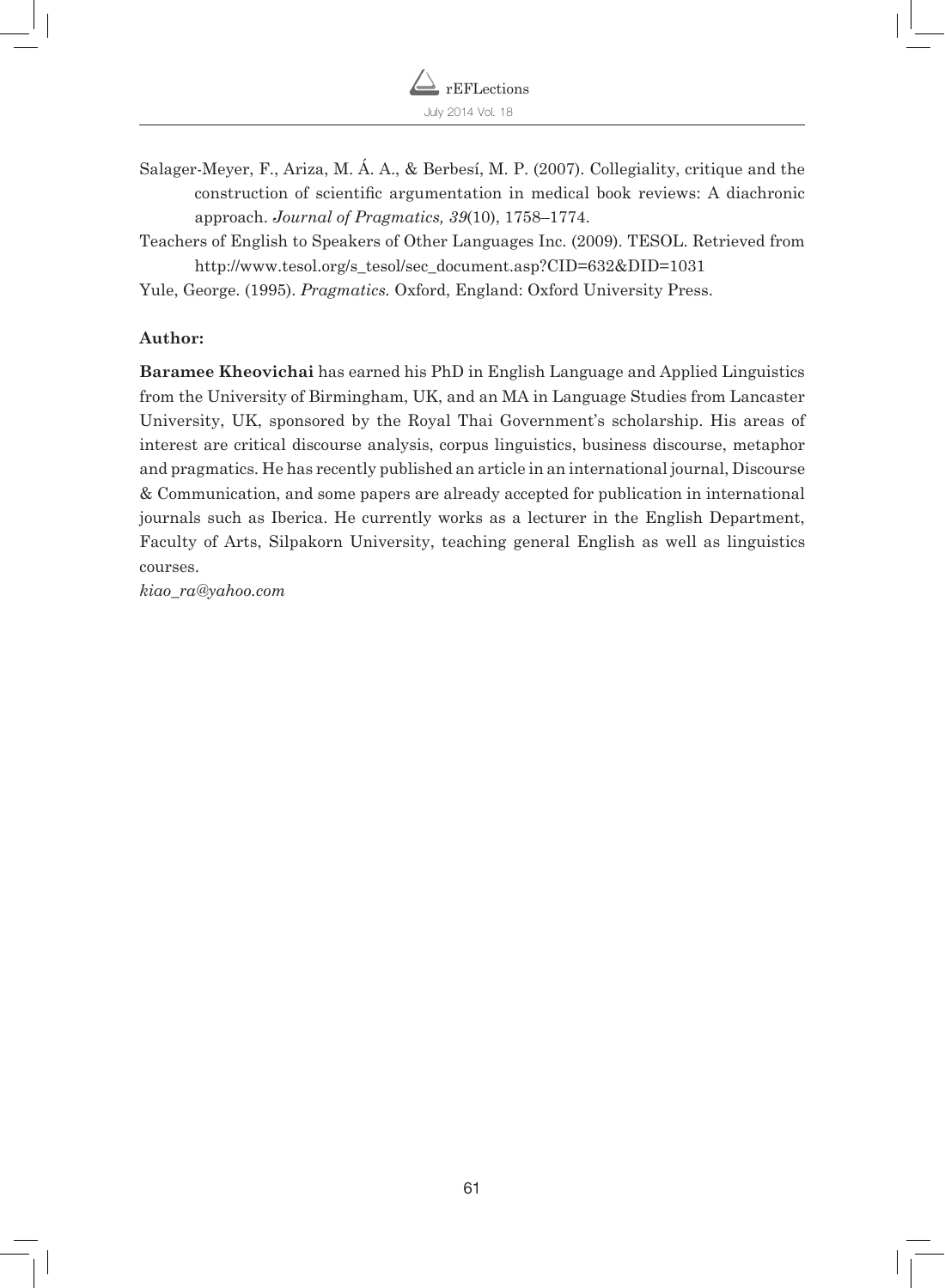Salager-Meyer, F., Ariza, M. Á. A., & Berbesí, M. P. (2007). Collegiality, critique and the construction of scientific argumentation in medical book reviews: A diachronic approach. *Journal of Pragmatics, 39*(10), 1758–1774.

Teachers of English to Speakers of Other Languages Inc. (2009). TESOL. Retrieved from http://www.tesol.org/s_tesol/sec_document.asp?CID=632&DID=1031

Yule, George. (1995). *Pragmatics.* Oxford, England: Oxford University Press.

**Author:**

**Baramee Kheovichai** has earned his PhD in English Language and Applied Linguistics from the University of Birmingham, UK, and an MA in Language Studies from Lancaster University, UK, sponsored by the Royal Thai Government's scholarship. His areas of interest are critical discourse analysis, corpus linguistics, business discourse, metaphor and pragmatics. He has recently published an article in an international journal, Discourse & Communication, and some papers are already accepted for publication in international journals such as Iberica. He currently works as a lecturer in the English Department, Faculty of Arts, Silpakorn University, teaching general English as well as linguistics courses.

*kiao_ra@yahoo.com*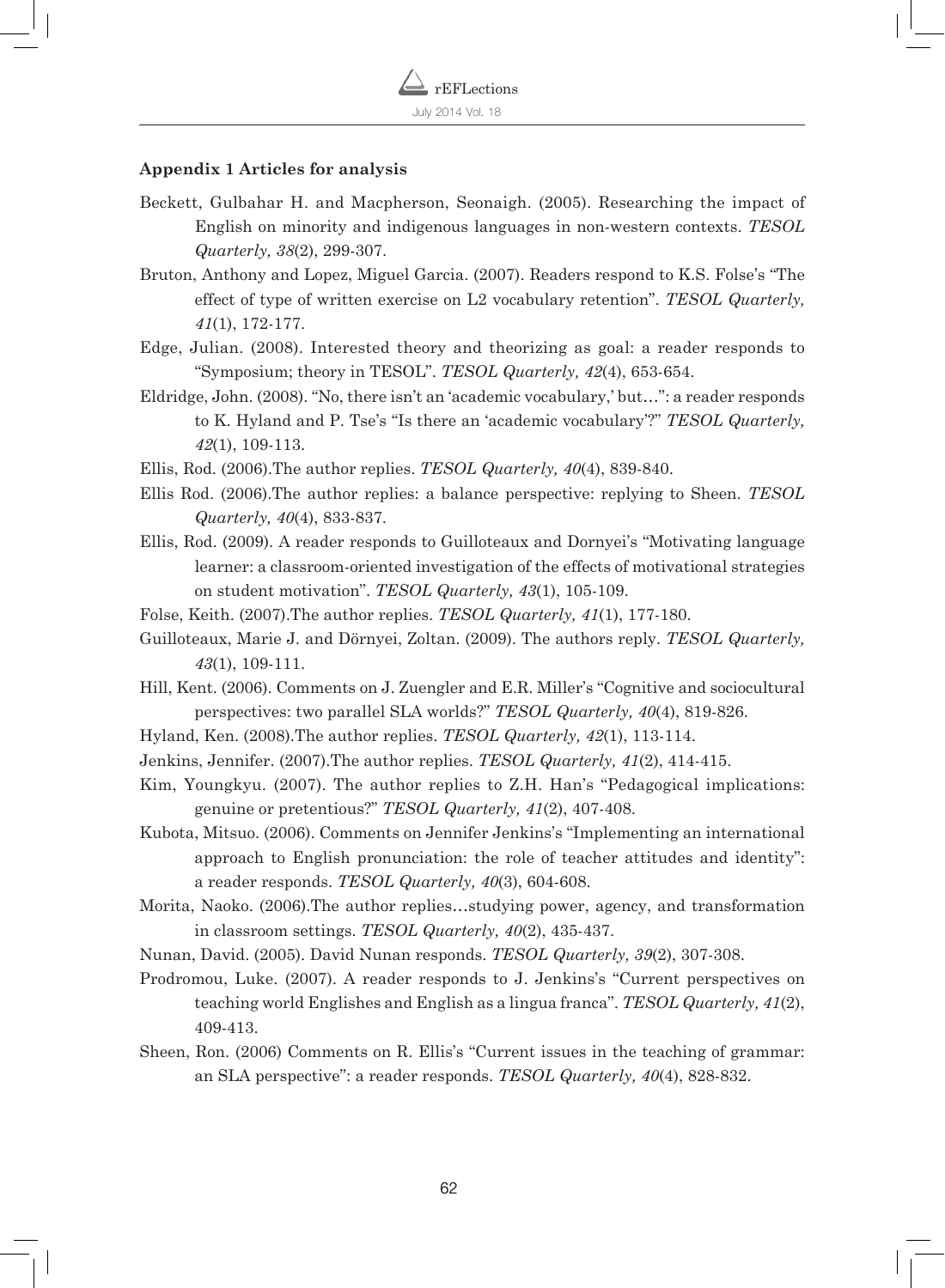**Appendix 1 Articles for analysis**

Beckett, Gulbahar H. and Macpherson, Seonaigh. (2005). Researching the impact of English on minority and indigenous languages in non-western contexts. *TESOL Quarterly, 38*(2), 299-307.

Bruton, Anthony and Lopez, Miguel Garcia. (2007). Readers respond to K.S. Folse's "The effect of type of written exercise on L2 vocabulary retention". *TESOL Quarterly, 41*(1), 172-177.

Edge, Julian. (2008). Interested theory and theorizing as goal: a reader responds to "Symposium; theory in TESOL". *TESOL Quarterly, 42*(4), 653-654.

Eldridge, John. (2008). "No, there isn't an 'academic vocabulary,' but…": a reader responds to K. Hyland and P. Tse's "Is there an 'academic vocabulary'?" *TESOL Quarterly, 42*(1), 109-113.

Ellis, Rod. (2006).The author replies. *TESOL Quarterly, 40*(4), 839-840.

Ellis Rod. (2006).The author replies: a balance perspective: replying to Sheen. *TESOL Quarterly, 40*(4), 833-837.

Ellis, Rod. (2009). A reader responds to Guilloteaux and Dornyei's "Motivating language learner: a classroom-oriented investigation of the effects of motivational strategies on student motivation". *TESOL Quarterly, 43*(1), 105-109.

Folse, Keith. (2007).The author replies. *TESOL Quarterly, 41*(1), 177-180.

Guilloteaux, Marie J. and Dörnyei, Zoltan. (2009). The authors reply. *TESOL Quarterly, 43*(1), 109-111.

Hill, Kent. (2006). Comments on J. Zuengler and E.R. Miller's "Cognitive and sociocultural perspectives: two parallel SLA worlds?" *TESOL Quarterly, 40*(4), 819-826.

Hyland, Ken. (2008).The author replies. *TESOL Quarterly, 42*(1), 113-114.

Jenkins, Jennifer. (2007).The author replies. *TESOL Quarterly, 41*(2), 414-415.

Kim, Youngkyu. (2007). The author replies to Z.H. Han's "Pedagogical implications: genuine or pretentious?" *TESOL Quarterly, 41*(2), 407-408.

Kubota, Mitsuo. (2006). Comments on Jennifer Jenkins's "Implementing an international approach to English pronunciation: the role of teacher attitudes and identity": a reader responds. *TESOL Quarterly, 40*(3), 604-608.

Morita, Naoko. (2006).The author replies…studying power, agency, and transformation in classroom settings. *TESOL Quarterly, 40*(2), 435-437.

Nunan, David. (2005). David Nunan responds. *TESOL Quarterly, 39*(2), 307-308.

Prodromou, Luke. (2007). A reader responds to J. Jenkins's "Current perspectives on teaching world Englishes and English as a lingua franca". *TESOL Quarterly, 41*(2), 409-413.

Sheen, Ron. (2006) Comments on R. Ellis's "Current issues in the teaching of grammar: an SLA perspective": a reader responds. *TESOL Quarterly, 40*(4), 828-832.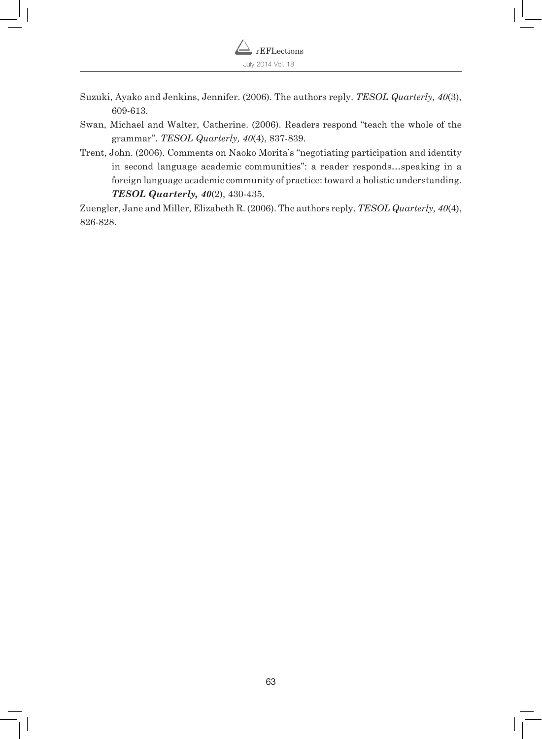Suzuki, Ayako and Jenkins, Jennifer. (2006). The authors reply. *TESOL Quarterly, 40*(3), 609-613.

Swan, Michael and Walter, Catherine. (2006). Readers respond "teach the whole of the grammar". *TESOL Quarterly, 40*(4), 837-839.

Trent, John. (2006). Comments on Naoko Morita's "negotiating participation and identity in second language academic communities": a reader responds…speaking in a foreign language academic community of practice: toward a holistic understanding. ***TESOL Quarterly, 40***(2), 430-435.

Zuengler, Jane and Miller, Elizabeth R. (2006). The authors reply. *TESOL Quarterly, 40*(4), 826-828.